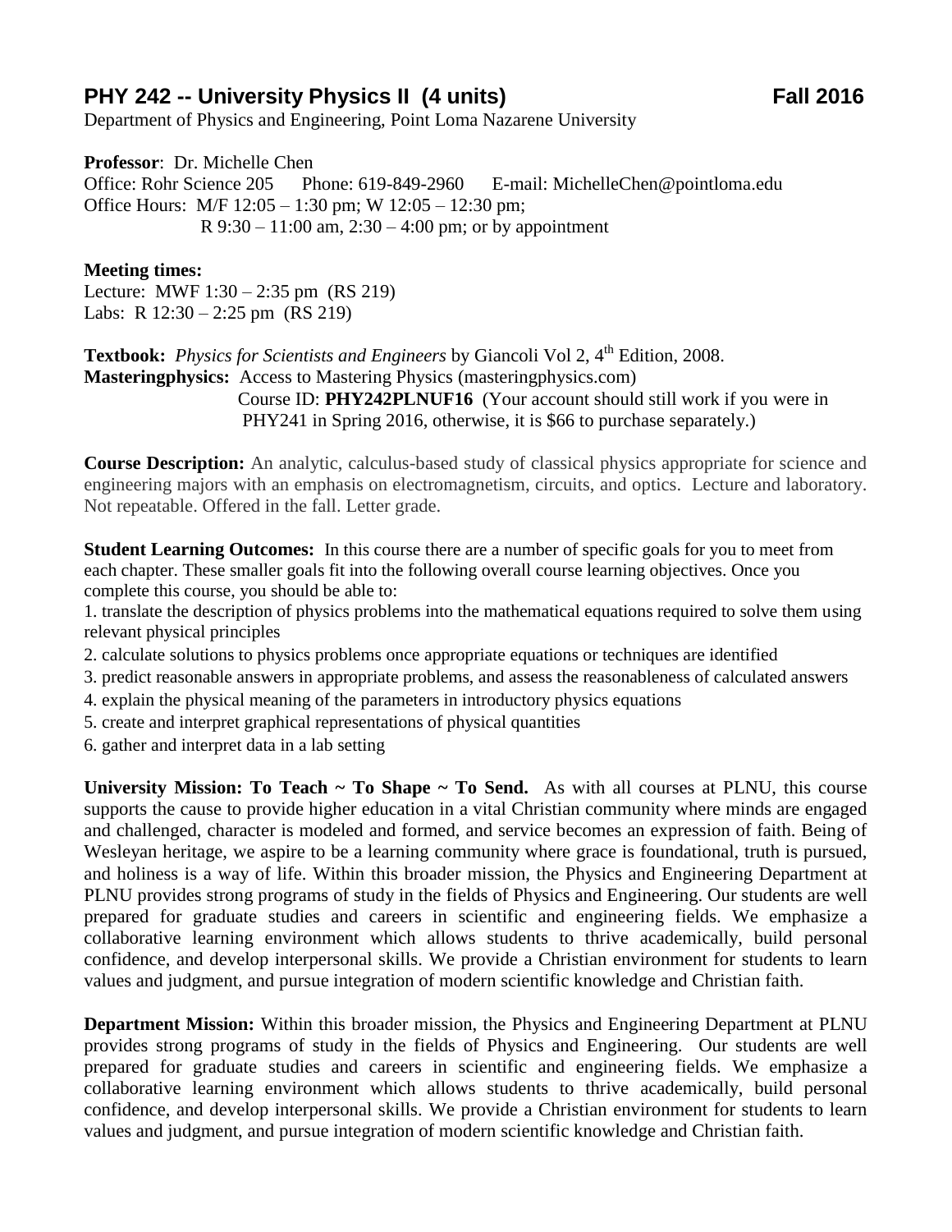# PHY 242 -- University Physics II (4 units) Fall 2016

Department of Physics and Engineering, Point Loma Nazarene University

**Professor**: Dr. Michelle Chen
Office: Rohr Science 205 Phone: 619-849-2960 E-mail: MichelleChen@pointloma.edu
Office Hours: M/F 12:05 – 1:30 pm; W 12:05 – 12:30 pm;
R 9:30 – 11:00 am, 2:30 – 4:00 pm; or by appointment

**Meeting times:**
Lecture: MWF 1:30 – 2:35 pm (RS 219)
Labs: R 12:30 – 2:25 pm (RS 219)

**Textbook:** *Physics for Scientists and Engineers* by Giancoli Vol 2, 4th Edition, 2008.
**Masteringphysics:** Access to Mastering Physics (masteringphysics.com)
Course ID: **PHY242PLNUF16** (Your account should still work if you were in PHY241 in Spring 2016, otherwise, it is $66 to purchase separately.)

**Course Description:** An analytic, calculus-based study of classical physics appropriate for science and engineering majors with an emphasis on electromagnetism, circuits, and optics. Lecture and laboratory. Not repeatable. Offered in the fall. Letter grade.

**Student Learning Outcomes:** In this course there are a number of specific goals for you to meet from each chapter. These smaller goals fit into the following overall course learning objectives. Once you complete this course, you should be able to:

1. translate the description of physics problems into the mathematical equations required to solve them using relevant physical principles
2. calculate solutions to physics problems once appropriate equations or techniques are identified
3. predict reasonable answers in appropriate problems, and assess the reasonableness of calculated answers
4. explain the physical meaning of the parameters in introductory physics equations
5. create and interpret graphical representations of physical quantities
6. gather and interpret data in a lab setting

**University Mission: To Teach ~ To Shape ~ To Send.** As with all courses at PLNU, this course supports the cause to provide higher education in a vital Christian community where minds are engaged and challenged, character is modeled and formed, and service becomes an expression of faith. Being of Wesleyan heritage, we aspire to be a learning community where grace is foundational, truth is pursued, and holiness is a way of life. Within this broader mission, the Physics and Engineering Department at PLNU provides strong programs of study in the fields of Physics and Engineering. Our students are well prepared for graduate studies and careers in scientific and engineering fields. We emphasize a collaborative learning environment which allows students to thrive academically, build personal confidence, and develop interpersonal skills. We provide a Christian environment for students to learn values and judgment, and pursue integration of modern scientific knowledge and Christian faith.

**Department Mission:** Within this broader mission, the Physics and Engineering Department at PLNU provides strong programs of study in the fields of Physics and Engineering. Our students are well prepared for graduate studies and careers in scientific and engineering fields. We emphasize a collaborative learning environment which allows students to thrive academically, build personal confidence, and develop interpersonal skills. We provide a Christian environment for students to learn values and judgment, and pursue integration of modern scientific knowledge and Christian faith.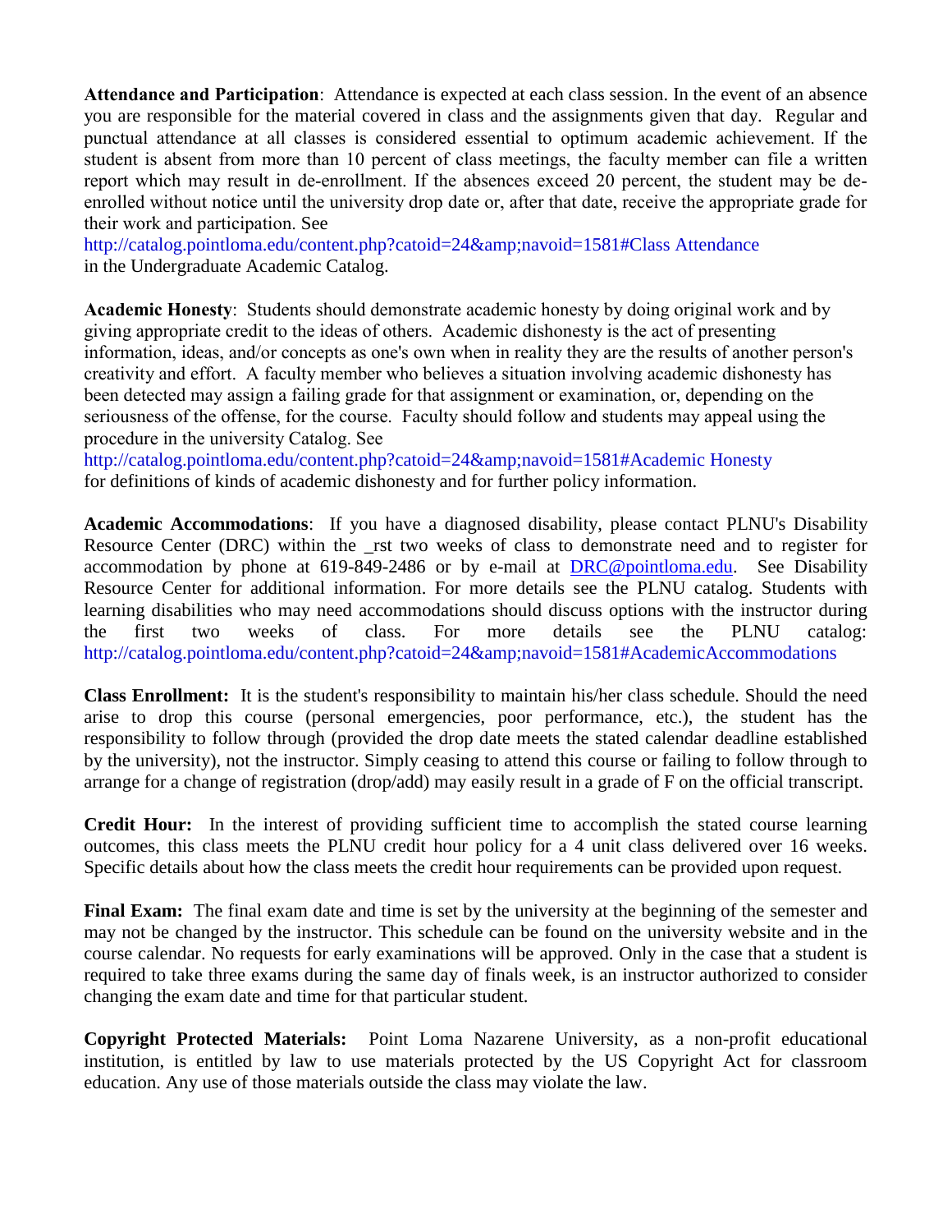**Attendance and Participation**: Attendance is expected at each class session. In the event of an absence you are responsible for the material covered in class and the assignments given that day. Regular and punctual attendance at all classes is considered essential to optimum academic achievement. If the student is absent from more than 10 percent of class meetings, the faculty member can file a written report which may result in de-enrollment. If the absences exceed 20 percent, the student may be de-enrolled without notice until the university drop date or, after that date, receive the appropriate grade for their work and participation. See
http://catalog.pointloma.edu/content.php?catoid=24&amp;navoid=1581#Class Attendance
in the Undergraduate Academic Catalog.

**Academic Honesty**: Students should demonstrate academic honesty by doing original work and by giving appropriate credit to the ideas of others. Academic dishonesty is the act of presenting information, ideas, and/or concepts as one's own when in reality they are the results of another person's creativity and effort. A faculty member who believes a situation involving academic dishonesty has been detected may assign a failing grade for that assignment or examination, or, depending on the seriousness of the offense, for the course. Faculty should follow and students may appeal using the procedure in the university Catalog. See
http://catalog.pointloma.edu/content.php?catoid=24&amp;navoid=1581#Academic Honesty
for definitions of kinds of academic dishonesty and for further policy information.

**Academic Accommodations**: If you have a diagnosed disability, please contact PLNU's Disability Resource Center (DRC) within the _rst two weeks of class to demonstrate need and to register for accommodation by phone at 619-849-2486 or by e-mail at DRC@pointloma.edu. See Disability Resource Center for additional information. For more details see the PLNU catalog. Students with learning disabilities who may need accommodations should discuss options with the instructor during the first two weeks of class. For more details see the PLNU catalog:
http://catalog.pointloma.edu/content.php?catoid=24&amp;navoid=1581#AcademicAccommodations

**Class Enrollment:** It is the student's responsibility to maintain his/her class schedule. Should the need arise to drop this course (personal emergencies, poor performance, etc.), the student has the responsibility to follow through (provided the drop date meets the stated calendar deadline established by the university), not the instructor. Simply ceasing to attend this course or failing to follow through to arrange for a change of registration (drop/add) may easily result in a grade of F on the official transcript.

**Credit Hour:** In the interest of providing sufficient time to accomplish the stated course learning outcomes, this class meets the PLNU credit hour policy for a 4 unit class delivered over 16 weeks. Specific details about how the class meets the credit hour requirements can be provided upon request.

**Final Exam:** The final exam date and time is set by the university at the beginning of the semester and may not be changed by the instructor. This schedule can be found on the university website and in the course calendar. No requests for early examinations will be approved. Only in the case that a student is required to take three exams during the same day of finals week, is an instructor authorized to consider changing the exam date and time for that particular student.

**Copyright Protected Materials:** Point Loma Nazarene University, as a non-profit educational institution, is entitled by law to use materials protected by the US Copyright Act for classroom education. Any use of those materials outside the class may violate the law.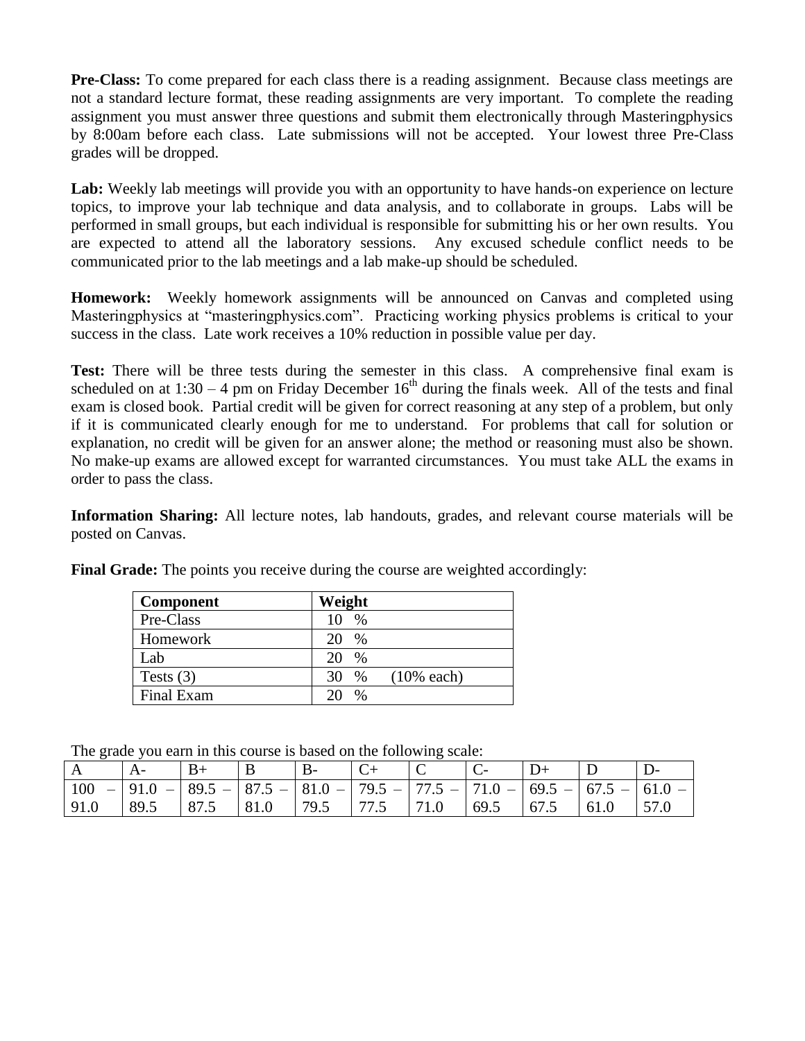**Pre-Class:** To come prepared for each class there is a reading assignment. Because class meetings are not a standard lecture format, these reading assignments are very important. To complete the reading assignment you must answer three questions and submit them electronically through Masteringphysics by 8:00am before each class. Late submissions will not be accepted. Your lowest three Pre-Class grades will be dropped.

**Lab:** Weekly lab meetings will provide you with an opportunity to have hands-on experience on lecture topics, to improve your lab technique and data analysis, and to collaborate in groups. Labs will be performed in small groups, but each individual is responsible for submitting his or her own results. You are expected to attend all the laboratory sessions. Any excused schedule conflict needs to be communicated prior to the lab meetings and a lab make-up should be scheduled.

**Homework:** Weekly homework assignments will be announced on Canvas and completed using Masteringphysics at "masteringphysics.com". Practicing working physics problems is critical to your success in the class. Late work receives a 10% reduction in possible value per day.

**Test:** There will be three tests during the semester in this class. A comprehensive final exam is scheduled on at 1:30 – 4 pm on Friday December 16th during the finals week. All of the tests and final exam is closed book. Partial credit will be given for correct reasoning at any step of a problem, but only if it is communicated clearly enough for me to understand. For problems that call for solution or explanation, no credit will be given for an answer alone; the method or reasoning must also be shown. No make-up exams are allowed except for warranted circumstances. You must take ALL the exams in order to pass the class.

**Information Sharing:** All lecture notes, lab handouts, grades, and relevant course materials will be posted on Canvas.

**Final Grade:** The points you receive during the course are weighted accordingly:

| Component | Weight |
|---|---|
| Pre-Class | 10 % |
| Homework | 20 % |
| Lab | 20 % |
| Tests (3) | 30 % (10% each) |
| Final Exam | 20 % |

The grade you earn in this course is based on the following scale:

| A | A- | B+ | B | B- | C+ | C | C- | D+ | D | D- |
|---|---|---|---|---|---|---|---|---|---|---|
| 100 – 91.0 | 91.0 – 89.5 | 89.5 – 87.5 | 87.5 – 81.0 | 81.0 – 79.5 | 79.5 – 77.5 | 77.5 – 71.0 | 71.0 – 69.5 | 69.5 – 67.5 | 67.5 – 61.0 | 61.0 – 57.0 |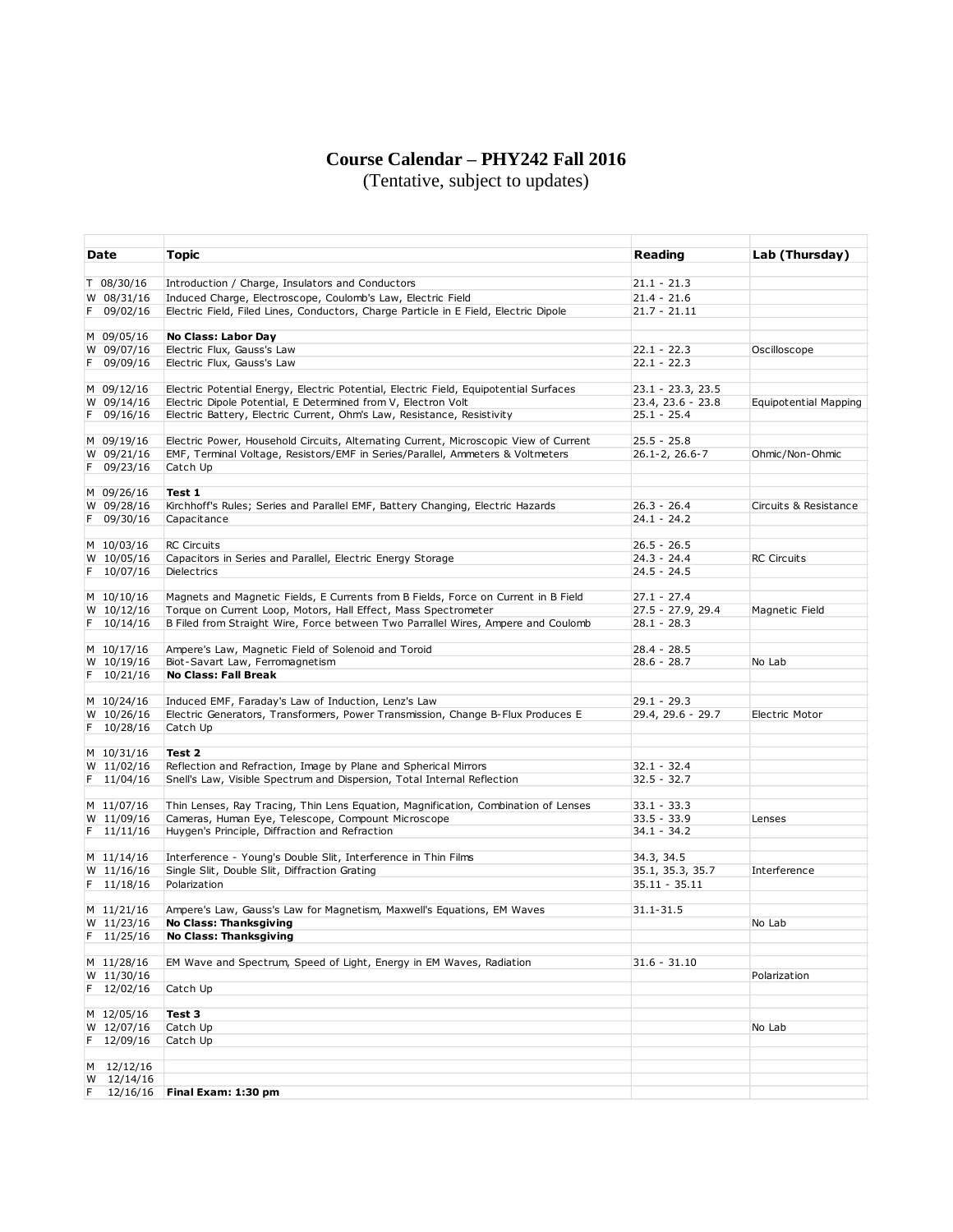# Course Calendar – PHY242 Fall 2016

(Tentative, subject to updates)

| Date | Topic | Reading | Lab (Thursday) |
|---|---|---|---|
| T 08/30/16 | Introduction / Charge, Insulators and Conductors | 21.1 - 21.3 | |
| W 08/31/16 | Induced Charge, Electroscope, Coulomb's Law, Electric Field | 21.4 - 21.6 | |
| F 09/02/16 | Electric Field, Filed Lines, Conductors, Charge Particle in E Field, Electric Dipole | 21.7 - 21.11 | |
| M 09/05/16 | **No Class: Labor Day** | | |
| W 09/07/16 | Electric Flux, Gauss's Law | 22.1 - 22.3 | Oscilloscope |
| F 09/09/16 | Electric Flux, Gauss's Law | 22.1 - 22.3 | |
| M 09/12/16 | Electric Potential Energy, Electric Potential, Electric Field, Equipotential Surfaces | 23.1 - 23.3, 23.5 | |
| W 09/14/16 | Electric Dipole Potential, E Determined from V, Electron Volt | 23.4, 23.6 - 23.8 | Equipotential Mapping |
| F 09/16/16 | Electric Battery, Electric Current, Ohm's Law, Resistance, Resistivity | 25.1 - 25.4 | |
| M 09/19/16 | Electric Power, Household Circuits, Alternating Current, Microscopic View of Current | 25.5 - 25.8 | |
| W 09/21/16 | EMF, Terminal Voltage, Resistors/EMF in Series/Parallel, Ammeters & Voltmeters | 26.1-2, 26.6-7 | Ohmic/Non-Ohmic |
| F 09/23/16 | Catch Up | | |
| M 09/26/16 | **Test 1** | | |
| W 09/28/16 | Kirchhoff's Rules; Series and Parallel EMF, Battery Changing, Electric Hazards | 26.3 - 26.4 | Circuits & Resistance |
| F 09/30/16 | Capacitance | 24.1 - 24.2 | |
| M 10/03/16 | RC Circuits | 26.5 - 26.5 | |
| W 10/05/16 | Capacitors in Series and Parallel, Electric Energy Storage | 24.3 - 24.4 | RC Circuits |
| F 10/07/16 | Dielectrics | 24.5 - 24.5 | |
| M 10/10/16 | Magnets and Magnetic Fields, E Currents from B Fields, Force on Current in B Field | 27.1 - 27.4 | |
| W 10/12/16 | Torque on Current Loop, Motors, Hall Effect, Mass Spectrometer | 27.5 - 27.9, 29.4 | Magnetic Field |
| F 10/14/16 | B Filed from Straight Wire, Force between Two Parrallel Wires, Ampere and Coulomb | 28.1 - 28.3 | |
| M 10/17/16 | Ampere's Law, Magnetic Field of Solenoid and Toroid | 28.4 - 28.5 | |
| W 10/19/16 | Biot-Savart Law, Ferromagnetism | 28.6 - 28.7 | No Lab |
| F 10/21/16 | **No Class: Fall Break** | | |
| M 10/24/16 | Induced EMF, Faraday's Law of Induction, Lenz's Law | 29.1 - 29.3 | |
| W 10/26/16 | Electric Generators, Transformers, Power Transmission, Change B-Flux Produces E | 29.4, 29.6 - 29.7 | Electric Motor |
| F 10/28/16 | Catch Up | | |
| M 10/31/16 | **Test 2** | | |
| W 11/02/16 | Reflection and Refraction, Image by Plane and Spherical Mirrors | 32.1 - 32.4 | |
| F 11/04/16 | Snell's Law, Visible Spectrum and Dispersion, Total Internal Reflection | 32.5 - 32.7 | |
| M 11/07/16 | Thin Lenses, Ray Tracing, Thin Lens Equation, Magnification, Combination of Lenses | 33.1 - 33.3 | |
| W 11/09/16 | Cameras, Human Eye, Telescope, Compount Microscope | 33.5 - 33.9 | Lenses |
| F 11/11/16 | Huygen's Principle, Diffraction and Refraction | 34.1 - 34.2 | |
| M 11/14/16 | Interference - Young's Double Slit, Interference in Thin Films | 34.3, 34.5 | |
| W 11/16/16 | Single Slit, Double Slit, Diffraction Grating | 35.1, 35.3, 35.7 | Interference |
| F 11/18/16 | Polarization | 35.11 - 35.11 | |
| M 11/21/16 | Ampere's Law, Gauss's Law for Magnetism, Maxwell's Equations, EM Waves | 31.1-31.5 | |
| W 11/23/16 | **No Class: Thanksgiving** | | No Lab |
| F 11/25/16 | **No Class: Thanksgiving** | | |
| M 11/28/16 | EM Wave and Spectrum, Speed of Light, Energy in EM Waves, Radiation | 31.6 - 31.10 | |
| W 11/30/16 | | | Polarization |
| F 12/02/16 | Catch Up | | |
| M 12/05/16 | **Test 3** | | |
| W 12/07/16 | Catch Up | | No Lab |
| F 12/09/16 | Catch Up | | |
| M 12/12/16 | | | |
| W 12/14/16 | | | |
| F 12/16/16 | **Final Exam: 1:30 pm** | | |